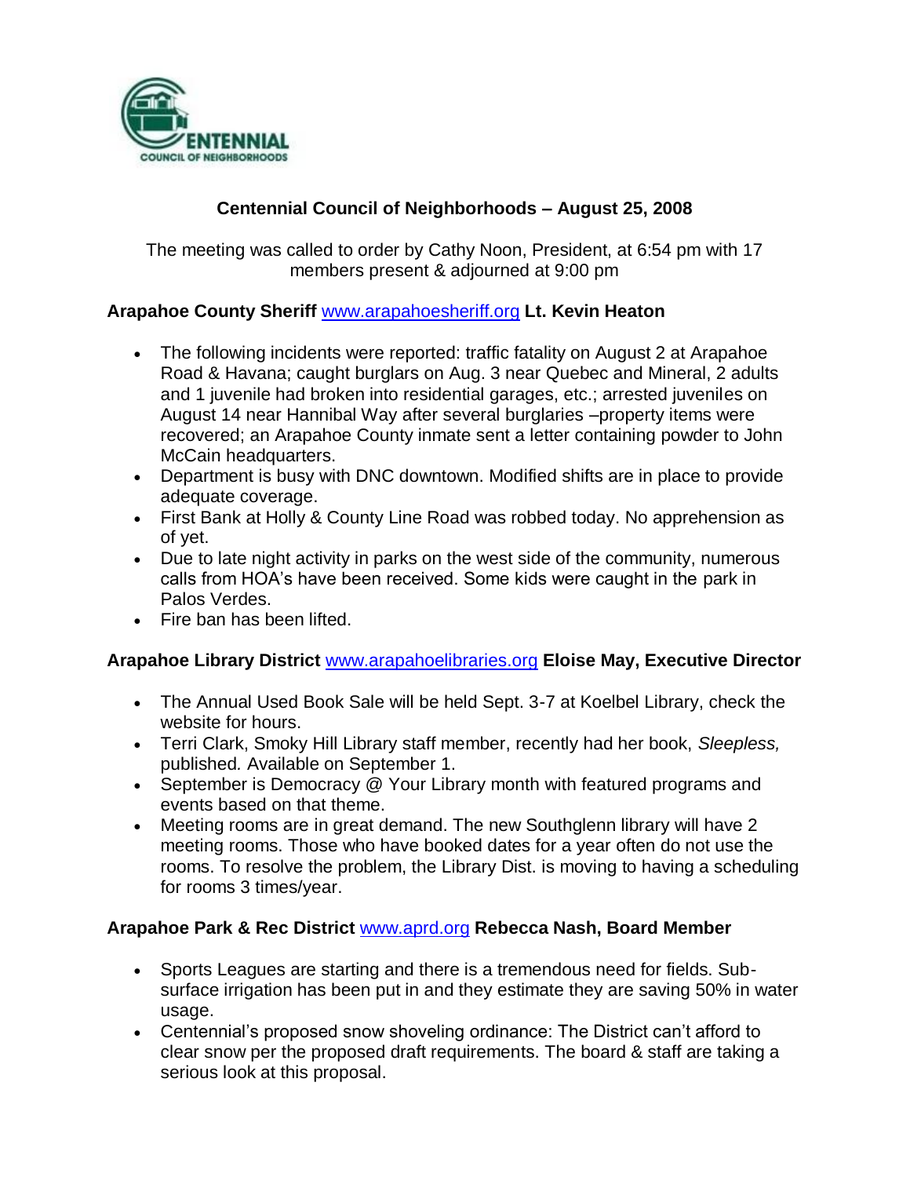# Centennial Council of Neighborhoods – August 25, 2008

The meeting was called to order by Cathy Noon, President, at 6:54 pm with 17 members present & adjourned at 9:00 pm

### Arapahoe County Sheriff www.arapahoesheriff.org Lt. Kevin Heaton

- The following incidents were reported: traffic fatality on August 2 at Arapahoe Road & Havana; caught burglars on Aug. 3 near Quebec and Mineral, 2 adults and 1 juvenile had broken into residential garages, etc.; arrested juveniles on August 14 near Hannibal Way after several burglaries –property items were recovered; an Arapahoe County inmate sent a letter containing powder to John McCain headquarters.
- Department is busy with DNC downtown. Modified shifts are in place to provide adequate coverage.
- First Bank at Holly & County Line Road was robbed today. No apprehension as of yet.
- Due to late night activity in parks on the west side of the community, numerous calls from HOA's have been received. Some kids were caught in the park in Palos Verdes.
- Fire ban has been lifted.

### Arapahoe Library District www.arapahoelibraries.org Eloise May, Executive Director

- The Annual Used Book Sale will be held Sept. 3-7 at Koelbel Library, check the website for hours.
- Terri Clark, Smoky Hill Library staff member, recently had her book, *Sleepless,* published. Available on September 1.
- September is Democracy @ Your Library month with featured programs and events based on that theme.
- Meeting rooms are in great demand. The new Southglenn library will have 2 meeting rooms. Those who have booked dates for a year often do not use the rooms. To resolve the problem, the Library Dist. is moving to having a scheduling for rooms 3 times/year.

### Arapahoe Park & Rec District www.aprd.org Rebecca Nash, Board Member

- Sports Leagues are starting and there is a tremendous need for fields. Sub-surface irrigation has been put in and they estimate they are saving 50% in water usage.
- Centennial's proposed snow shoveling ordinance: The District can't afford to clear snow per the proposed draft requirements. The board & staff are taking a serious look at this proposal.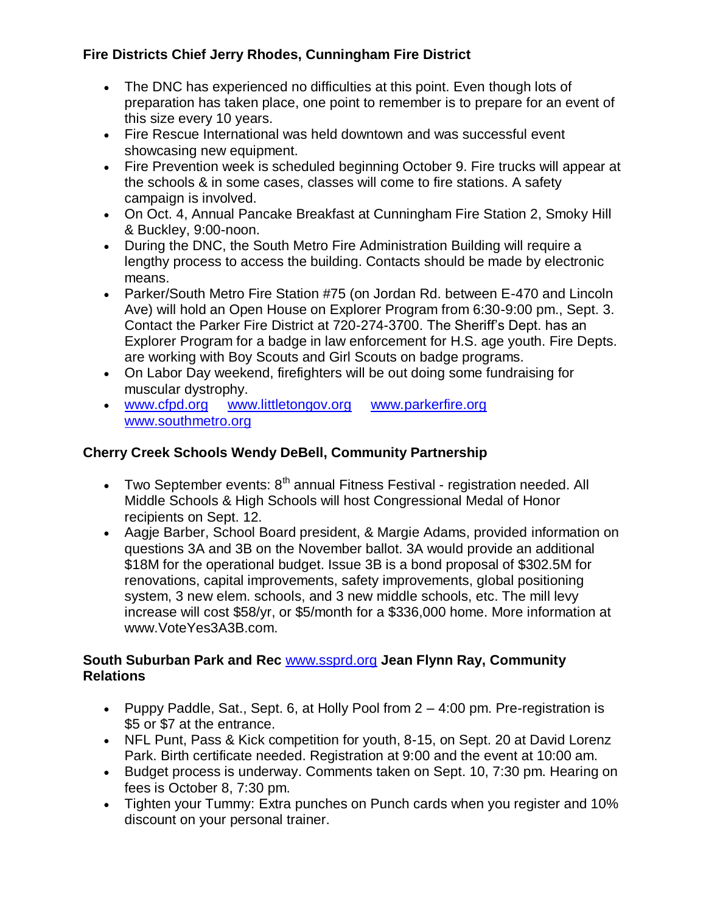**Fire Districts Chief Jerry Rhodes, Cunningham Fire District**

- The DNC has experienced no difficulties at this point. Even though lots of preparation has taken place, one point to remember is to prepare for an event of this size every 10 years.
- Fire Rescue International was held downtown and was successful event showcasing new equipment.
- Fire Prevention week is scheduled beginning October 9. Fire trucks will appear at the schools & in some cases, classes will come to fire stations. A safety campaign is involved.
- On Oct. 4, Annual Pancake Breakfast at Cunningham Fire Station 2, Smoky Hill & Buckley, 9:00-noon.
- During the DNC, the South Metro Fire Administration Building will require a lengthy process to access the building. Contacts should be made by electronic means.
- Parker/South Metro Fire Station #75 (on Jordan Rd. between E-470 and Lincoln Ave) will hold an Open House on Explorer Program from 6:30-9:00 pm., Sept. 3. Contact the Parker Fire District at 720-274-3700. The Sheriff's Dept. has an Explorer Program for a badge in law enforcement for H.S. age youth. Fire Depts. are working with Boy Scouts and Girl Scouts on badge programs.
- On Labor Day weekend, firefighters will be out doing some fundraising for muscular dystrophy.
- www.cfpd.org www.littletongov.org www.parkerfire.org www.southmetro.org

**Cherry Creek Schools Wendy DeBell, Community Partnership**

- Two September events: 8th annual Fitness Festival - registration needed. All Middle Schools & High Schools will host Congressional Medal of Honor recipients on Sept. 12.
- Aagje Barber, School Board president, & Margie Adams, provided information on questions 3A and 3B on the November ballot. 3A would provide an additional $18M for the operational budget. Issue 3B is a bond proposal of $302.5M for renovations, capital improvements, safety improvements, global positioning system, 3 new elem. schools, and 3 new middle schools, etc. The mill levy increase will cost $58/yr, or $5/month for a $336,000 home. More information at www.VoteYes3A3B.com.

**South Suburban Park and Rec** www.ssprd.org **Jean Flynn Ray, Community Relations**

- Puppy Paddle, Sat., Sept. 6, at Holly Pool from 2 – 4:00 pm. Pre-registration is $5 or $7 at the entrance.
- NFL Punt, Pass & Kick competition for youth, 8-15, on Sept. 20 at David Lorenz Park. Birth certificate needed. Registration at 9:00 and the event at 10:00 am.
- Budget process is underway. Comments taken on Sept. 10, 7:30 pm. Hearing on fees is October 8, 7:30 pm.
- Tighten your Tummy: Extra punches on Punch cards when you register and 10% discount on your personal trainer.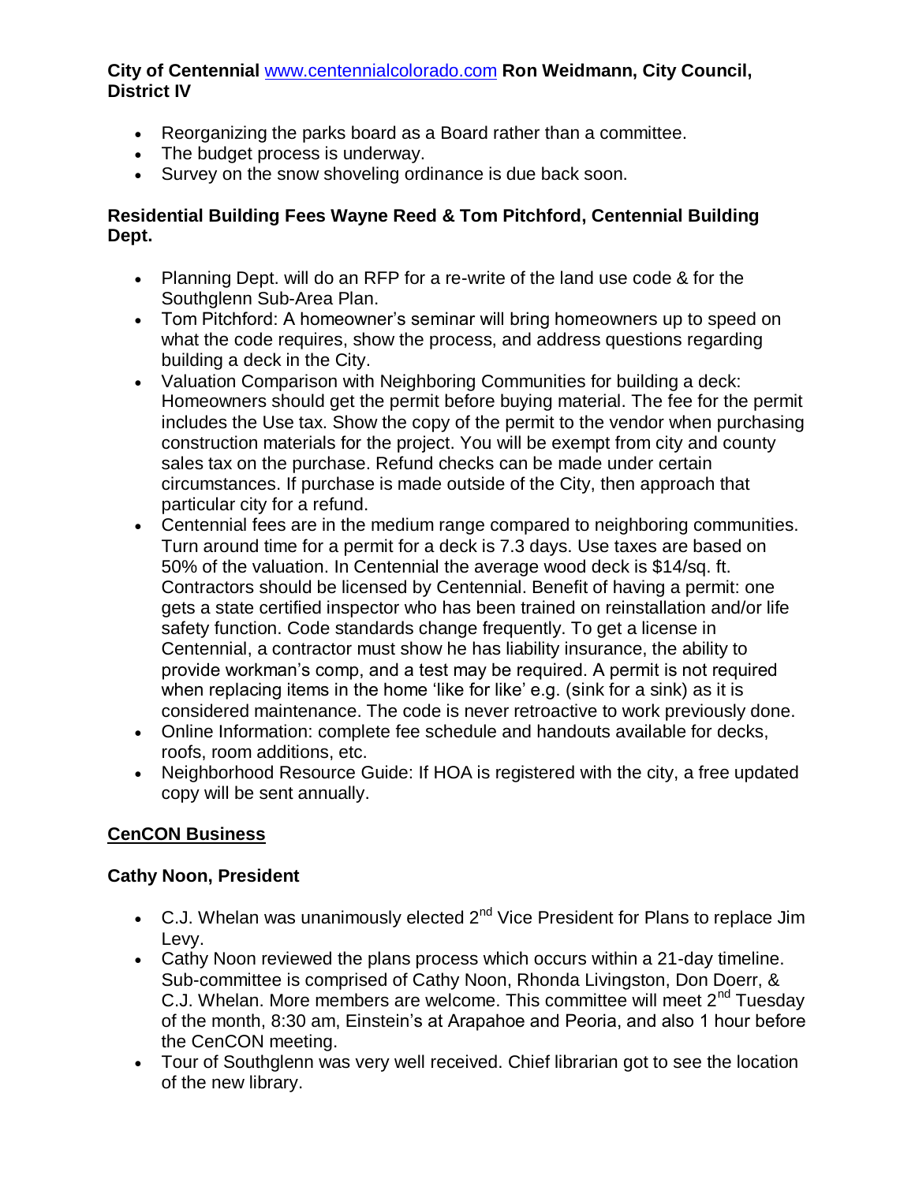**City of Centennial** [www.centennialcolorado.com](http://www.centennialcolorado.com) **Ron Weidmann, City Council, District IV**

- Reorganizing the parks board as a Board rather than a committee.
- The budget process is underway.
- Survey on the snow shoveling ordinance is due back soon.

**Residential Building Fees Wayne Reed & Tom Pitchford, Centennial Building Dept.**

- Planning Dept. will do an RFP for a re-write of the land use code & for the Southglenn Sub-Area Plan.
- Tom Pitchford: A homeowner's seminar will bring homeowners up to speed on what the code requires, show the process, and address questions regarding building a deck in the City.
- Valuation Comparison with Neighboring Communities for building a deck: Homeowners should get the permit before buying material. The fee for the permit includes the Use tax. Show the copy of the permit to the vendor when purchasing construction materials for the project. You will be exempt from city and county sales tax on the purchase. Refund checks can be made under certain circumstances. If purchase is made outside of the City, then approach that particular city for a refund.
- Centennial fees are in the medium range compared to neighboring communities. Turn around time for a permit for a deck is 7.3 days. Use taxes are based on 50% of the valuation. In Centennial the average wood deck is $14/sq. ft. Contractors should be licensed by Centennial. Benefit of having a permit: one gets a state certified inspector who has been trained on reinstallation and/or life safety function. Code standards change frequently. To get a license in Centennial, a contractor must show he has liability insurance, the ability to provide workman's comp, and a test may be required. A permit is not required when replacing items in the home 'like for like' e.g. (sink for a sink) as it is considered maintenance. The code is never retroactive to work previously done.
- Online Information: complete fee schedule and handouts available for decks, roofs, room additions, etc.
- Neighborhood Resource Guide: If HOA is registered with the city, a free updated copy will be sent annually.

## CenCON Business

**Cathy Noon, President**

- C.J. Whelan was unanimously elected 2nd Vice President for Plans to replace Jim Levy.
- Cathy Noon reviewed the plans process which occurs within a 21-day timeline. Sub-committee is comprised of Cathy Noon, Rhonda Livingston, Don Doerr, & C.J. Whelan. More members are welcome. This committee will meet 2nd Tuesday of the month, 8:30 am, Einstein's at Arapahoe and Peoria, and also 1 hour before the CenCON meeting.
- Tour of Southglenn was very well received. Chief librarian got to see the location of the new library.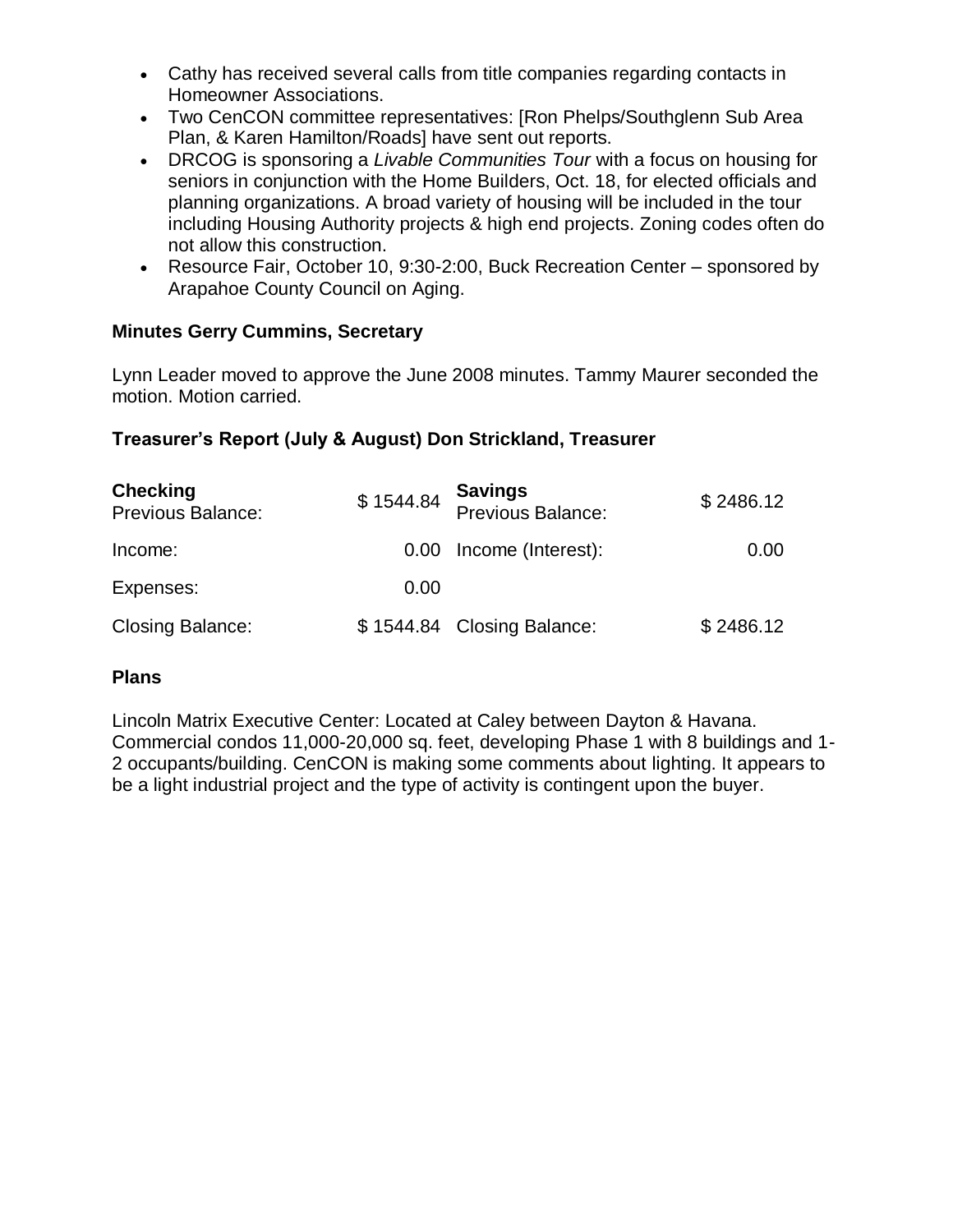- Cathy has received several calls from title companies regarding contacts in Homeowner Associations.
- Two CenCON committee representatives: [Ron Phelps/Southglenn Sub Area Plan, & Karen Hamilton/Roads] have sent out reports.
- DRCOG is sponsoring a *Livable Communities Tour* with a focus on housing for seniors in conjunction with the Home Builders, Oct. 18, for elected officials and planning organizations. A broad variety of housing will be included in the tour including Housing Authority projects & high end projects. Zoning codes often do not allow this construction.
- Resource Fair, October 10, 9:30-2:00, Buck Recreation Center – sponsored by Arapahoe County Council on Aging.

**Minutes Gerry Cummins, Secretary**

Lynn Leader moved to approve the June 2008 minutes. Tammy Maurer seconded the motion. Motion carried.

**Treasurer's Report (July & August) Don Strickland, Treasurer**

| | | | |
|---|---|---|---|
| **Checking** Previous Balance: | $ 1544.84 | **Savings** Previous Balance: | $ 2486.12 |
| Income: | 0.00 | Income (Interest): | 0.00 |
| Expenses: | 0.00 | | |
| Closing Balance: | $ 1544.84 | Closing Balance: | $ 2486.12 |

**Plans**

Lincoln Matrix Executive Center: Located at Caley between Dayton & Havana. Commercial condos 11,000-20,000 sq. feet, developing Phase 1 with 8 buildings and 1-2 occupants/building. CenCON is making some comments about lighting. It appears to be a light industrial project and the type of activity is contingent upon the buyer.